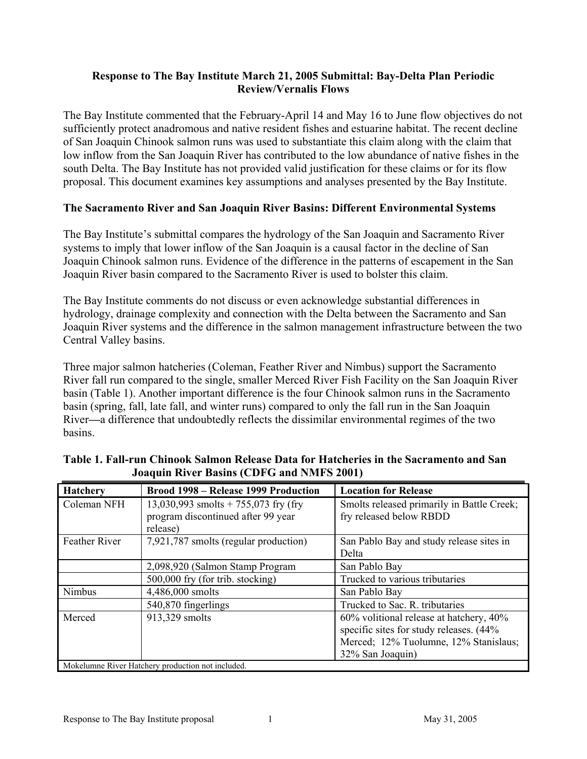# Response to The Bay Institute March 21, 2005 Submittal: Bay-Delta Plan Periodic Review/Vernalis Flows

The Bay Institute commented that the February-April 14 and May 16 to June flow objectives do not sufficiently protect anadromous and native resident fishes and estuarine habitat. The recent decline of San Joaquin Chinook salmon runs was used to substantiate this claim along with the claim that low inflow from the San Joaquin River has contributed to the low abundance of native fishes in the south Delta. The Bay Institute has not provided valid justification for these claims or for its flow proposal. This document examines key assumptions and analyses presented by the Bay Institute.

## The Sacramento River and San Joaquin River Basins: Different Environmental Systems

The Bay Institute's submittal compares the hydrology of the San Joaquin and Sacramento River systems to imply that lower inflow of the San Joaquin is a causal factor in the decline of San Joaquin Chinook salmon runs. Evidence of the difference in the patterns of escapement in the San Joaquin River basin compared to the Sacramento River is used to bolster this claim.

The Bay Institute comments do not discuss or even acknowledge substantial differences in hydrology, drainage complexity and connection with the Delta between the Sacramento and San Joaquin River systems and the difference in the salmon management infrastructure between the two Central Valley basins.

Three major salmon hatcheries (Coleman, Feather River and Nimbus) support the Sacramento River fall run compared to the single, smaller Merced River Fish Facility on the San Joaquin River basin (Table 1). Another important difference is the four Chinook salmon runs in the Sacramento basin (spring, fall, late fall, and winter runs) compared to only the fall run in the San Joaquin River—a difference that undoubtedly reflects the dissimilar environmental regimes of the two basins.

**Table 1. Fall-run Chinook Salmon Release Data for Hatcheries in the Sacramento and San Joaquin River Basins (CDFG and NMFS 2001)**

| Hatchery | Brood 1998 – Release 1999 Production | Location for Release |
|---|---|---|
| Coleman NFH | 13,030,993 smolts + 755,073 fry (fry program discontinued after 99 year release) | Smolts released primarily in Battle Creek; fry released below RBDD |
| Feather River | 7,921,787 smolts (regular production) | San Pablo Bay and study release sites in Delta |
| | 2,098,920 (Salmon Stamp Program | San Pablo Bay |
| | 500,000 fry (for trib. stocking) | Trucked to various tributaries |
| Nimbus | 4,486,000 smolts | San Pablo Bay |
| | 540,870 fingerlings | Trucked to Sac. R. tributaries |
| Merced | 913,329 smolts | 60% volitional release at hatchery, 40% specific sites for study releases. (44% Merced; 12% Tuolumne, 12% Stanislaus; 32% San Joaquin) |
| Mokelumne River Hatchery production not included. | | |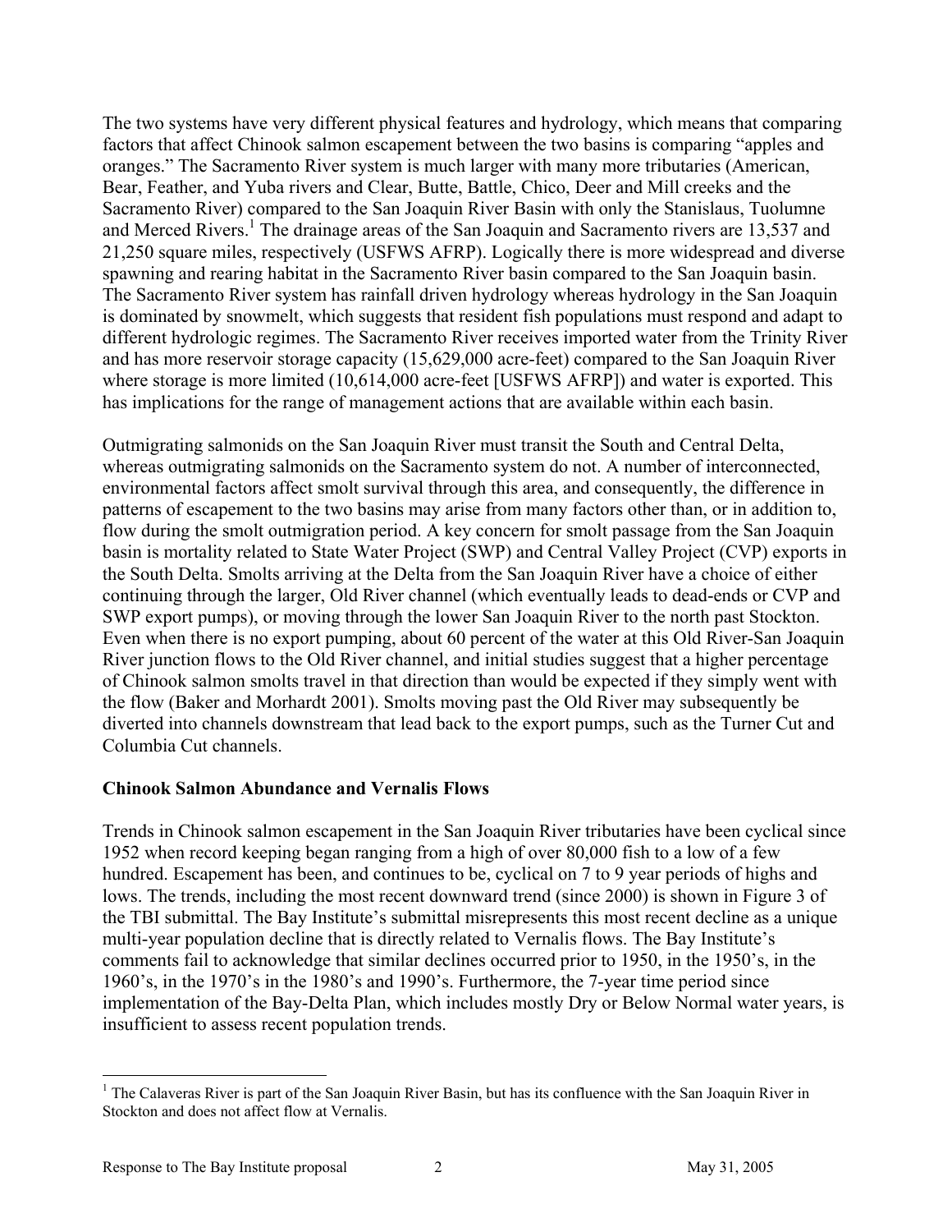The two systems have very different physical features and hydrology, which means that comparing factors that affect Chinook salmon escapement between the two basins is comparing "apples and oranges." The Sacramento River system is much larger with many more tributaries (American, Bear, Feather, and Yuba rivers and Clear, Butte, Battle, Chico, Deer and Mill creeks and the Sacramento River) compared to the San Joaquin River Basin with only the Stanislaus, Tuolumne and Merced Rivers.[1] The drainage areas of the San Joaquin and Sacramento rivers are 13,537 and 21,250 square miles, respectively (USFWS AFRP). Logically there is more widespread and diverse spawning and rearing habitat in the Sacramento River basin compared to the San Joaquin basin. The Sacramento River system has rainfall driven hydrology whereas hydrology in the San Joaquin is dominated by snowmelt, which suggests that resident fish populations must respond and adapt to different hydrologic regimes. The Sacramento River receives imported water from the Trinity River and has more reservoir storage capacity (15,629,000 acre-feet) compared to the San Joaquin River where storage is more limited (10,614,000 acre-feet [USFWS AFRP]) and water is exported. This has implications for the range of management actions that are available within each basin.

Outmigrating salmonids on the San Joaquin River must transit the South and Central Delta, whereas outmigrating salmonids on the Sacramento system do not. A number of interconnected, environmental factors affect smolt survival through this area, and consequently, the difference in patterns of escapement to the two basins may arise from many factors other than, or in addition to, flow during the smolt outmigration period. A key concern for smolt passage from the San Joaquin basin is mortality related to State Water Project (SWP) and Central Valley Project (CVP) exports in the South Delta. Smolts arriving at the Delta from the San Joaquin River have a choice of either continuing through the larger, Old River channel (which eventually leads to dead-ends or CVP and SWP export pumps), or moving through the lower San Joaquin River to the north past Stockton. Even when there is no export pumping, about 60 percent of the water at this Old River-San Joaquin River junction flows to the Old River channel, and initial studies suggest that a higher percentage of Chinook salmon smolts travel in that direction than would be expected if they simply went with the flow (Baker and Morhardt 2001). Smolts moving past the Old River may subsequently be diverted into channels downstream that lead back to the export pumps, such as the Turner Cut and Columbia Cut channels.

**Chinook Salmon Abundance and Vernalis Flows**

Trends in Chinook salmon escapement in the San Joaquin River tributaries have been cyclical since 1952 when record keeping began ranging from a high of over 80,000 fish to a low of a few hundred. Escapement has been, and continues to be, cyclical on 7 to 9 year periods of highs and lows. The trends, including the most recent downward trend (since 2000) is shown in Figure 3 of the TBI submittal. The Bay Institute's submittal misrepresents this most recent decline as a unique multi-year population decline that is directly related to Vernalis flows. The Bay Institute's comments fail to acknowledge that similar declines occurred prior to 1950, in the 1950's, in the 1960's, in the 1970's in the 1980's and 1990's. Furthermore, the 7-year time period since implementation of the Bay-Delta Plan, which includes mostly Dry or Below Normal water years, is insufficient to assess recent population trends.

[1] The Calaveras River is part of the San Joaquin River Basin, but has its confluence with the San Joaquin River in Stockton and does not affect flow at Vernalis.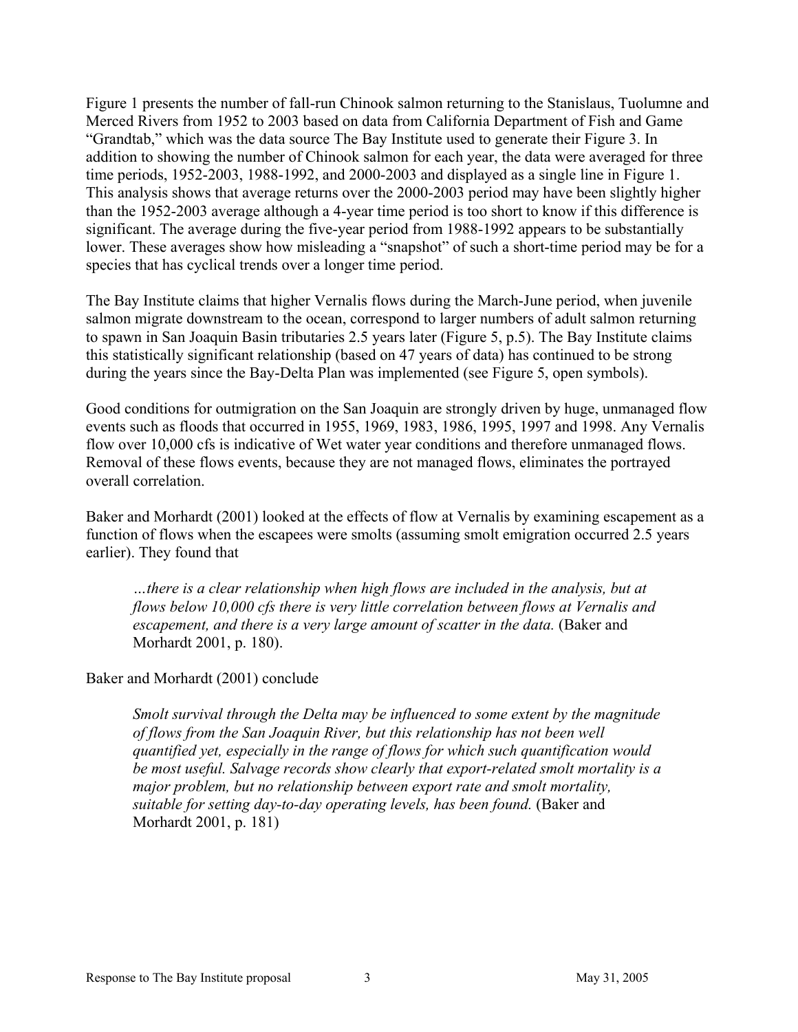Figure 1 presents the number of fall-run Chinook salmon returning to the Stanislaus, Tuolumne and Merced Rivers from 1952 to 2003 based on data from California Department of Fish and Game "Grandtab," which was the data source The Bay Institute used to generate their Figure 3. In addition to showing the number of Chinook salmon for each year, the data were averaged for three time periods, 1952-2003, 1988-1992, and 2000-2003 and displayed as a single line in Figure 1. This analysis shows that average returns over the 2000-2003 period may have been slightly higher than the 1952-2003 average although a 4-year time period is too short to know if this difference is significant. The average during the five-year period from 1988-1992 appears to be substantially lower. These averages show how misleading a "snapshot" of such a short-time period may be for a species that has cyclical trends over a longer time period.

The Bay Institute claims that higher Vernalis flows during the March-June period, when juvenile salmon migrate downstream to the ocean, correspond to larger numbers of adult salmon returning to spawn in San Joaquin Basin tributaries 2.5 years later (Figure 5, p.5). The Bay Institute claims this statistically significant relationship (based on 47 years of data) has continued to be strong during the years since the Bay-Delta Plan was implemented (see Figure 5, open symbols).

Good conditions for outmigration on the San Joaquin are strongly driven by huge, unmanaged flow events such as floods that occurred in 1955, 1969, 1983, 1986, 1995, 1997 and 1998. Any Vernalis flow over 10,000 cfs is indicative of Wet water year conditions and therefore unmanaged flows. Removal of these flows events, because they are not managed flows, eliminates the portrayed overall correlation.

Baker and Morhardt (2001) looked at the effects of flow at Vernalis by examining escapement as a function of flows when the escapees were smolts (assuming smolt emigration occurred 2.5 years earlier). They found that

> *…there is a clear relationship when high flows are included in the analysis, but at flows below 10,000 cfs there is very little correlation between flows at Vernalis and escapement, and there is a very large amount of scatter in the data.* (Baker and Morhardt 2001, p. 180).

Baker and Morhardt (2001) conclude

> *Smolt survival through the Delta may be influenced to some extent by the magnitude of flows from the San Joaquin River, but this relationship has not been well quantified yet, especially in the range of flows for which such quantification would be most useful. Salvage records show clearly that export-related smolt mortality is a major problem, but no relationship between export rate and smolt mortality, suitable for setting day-to-day operating levels, has been found.* (Baker and Morhardt 2001, p. 181)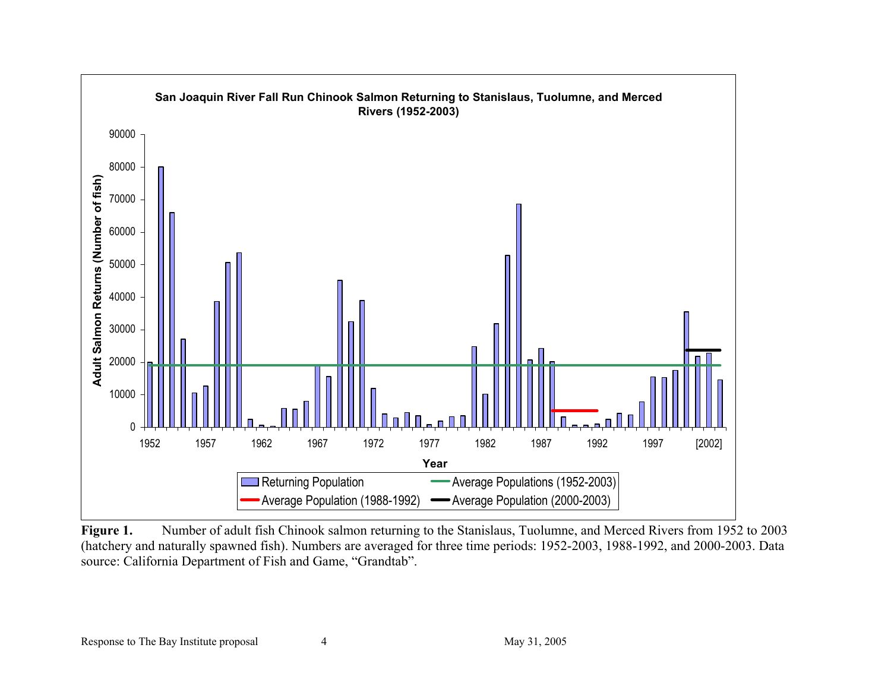**Figure 1.** Number of adult fish Chinook salmon returning to the Stanislaus, Tuolumne, and Merced Rivers from 1952 to 2003 (hatchery and naturally spawned fish). Numbers are averaged for three time periods: 1952-2003, 1988-1992, and 2000-2003. Data source: California Department of Fish and Game, "Grandtab".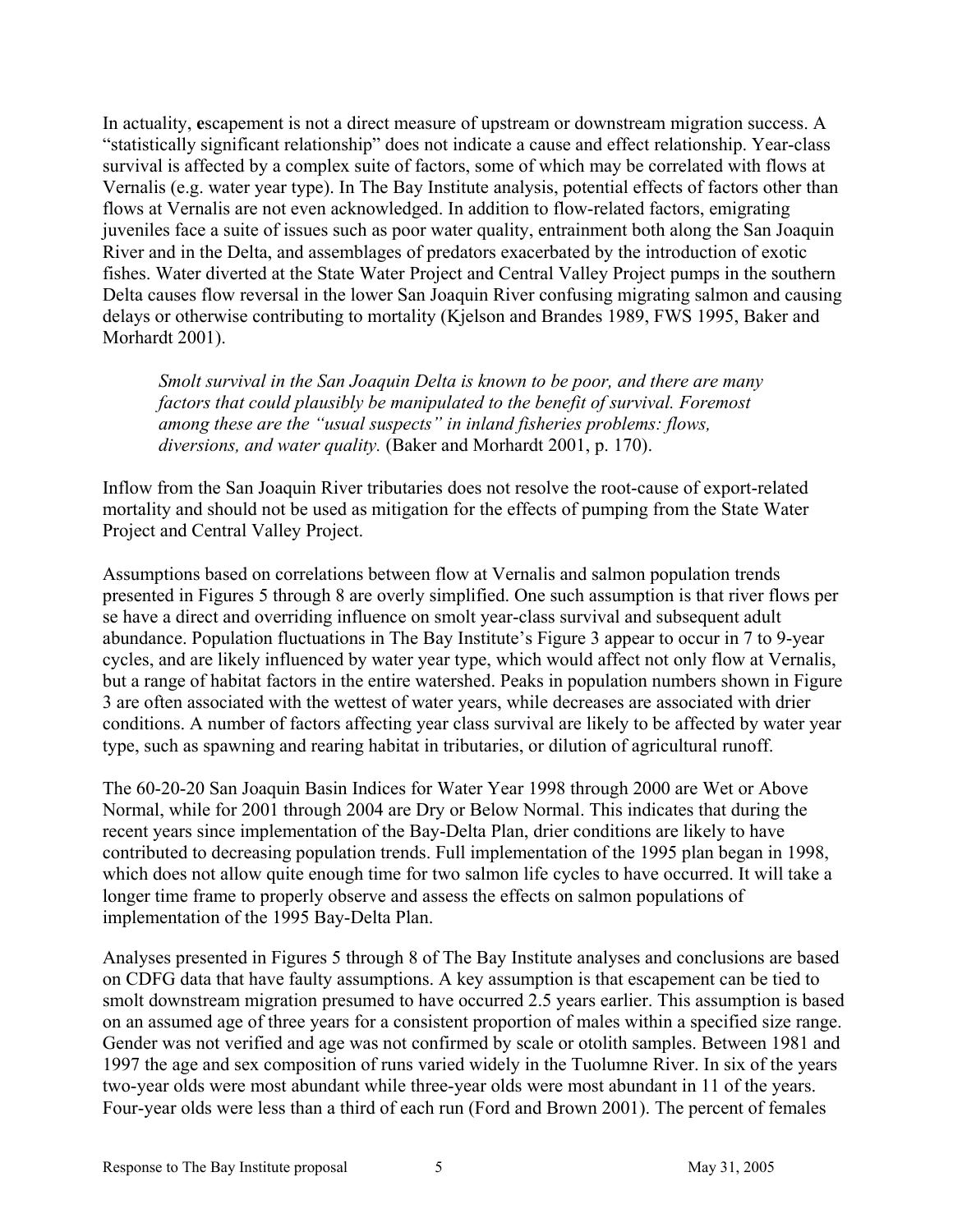In actuality, **e**scapement is not a direct measure of upstream or downstream migration success. A "statistically significant relationship" does not indicate a cause and effect relationship. Year-class survival is affected by a complex suite of factors, some of which may be correlated with flows at Vernalis (e.g. water year type). In The Bay Institute analysis, potential effects of factors other than flows at Vernalis are not even acknowledged. In addition to flow-related factors, emigrating juveniles face a suite of issues such as poor water quality, entrainment both along the San Joaquin River and in the Delta, and assemblages of predators exacerbated by the introduction of exotic fishes. Water diverted at the State Water Project and Central Valley Project pumps in the southern Delta causes flow reversal in the lower San Joaquin River confusing migrating salmon and causing delays or otherwise contributing to mortality (Kjelson and Brandes 1989, FWS 1995, Baker and Morhardt 2001).

> *Smolt survival in the San Joaquin Delta is known to be poor, and there are many factors that could plausibly be manipulated to the benefit of survival. Foremost among these are the "usual suspects" in inland fisheries problems: flows, diversions, and water quality.* (Baker and Morhardt 2001, p. 170).

Inflow from the San Joaquin River tributaries does not resolve the root-cause of export-related mortality and should not be used as mitigation for the effects of pumping from the State Water Project and Central Valley Project.

Assumptions based on correlations between flow at Vernalis and salmon population trends presented in Figures 5 through 8 are overly simplified. One such assumption is that river flows per se have a direct and overriding influence on smolt year-class survival and subsequent adult abundance. Population fluctuations in The Bay Institute's Figure 3 appear to occur in 7 to 9-year cycles, and are likely influenced by water year type, which would affect not only flow at Vernalis, but a range of habitat factors in the entire watershed. Peaks in population numbers shown in Figure 3 are often associated with the wettest of water years, while decreases are associated with drier conditions. A number of factors affecting year class survival are likely to be affected by water year type, such as spawning and rearing habitat in tributaries, or dilution of agricultural runoff.

The 60-20-20 San Joaquin Basin Indices for Water Year 1998 through 2000 are Wet or Above Normal, while for 2001 through 2004 are Dry or Below Normal. This indicates that during the recent years since implementation of the Bay-Delta Plan, drier conditions are likely to have contributed to decreasing population trends. Full implementation of the 1995 plan began in 1998, which does not allow quite enough time for two salmon life cycles to have occurred. It will take a longer time frame to properly observe and assess the effects on salmon populations of implementation of the 1995 Bay-Delta Plan.

Analyses presented in Figures 5 through 8 of The Bay Institute analyses and conclusions are based on CDFG data that have faulty assumptions. A key assumption is that escapement can be tied to smolt downstream migration presumed to have occurred 2.5 years earlier. This assumption is based on an assumed age of three years for a consistent proportion of males within a specified size range. Gender was not verified and age was not confirmed by scale or otolith samples. Between 1981 and 1997 the age and sex composition of runs varied widely in the Tuolumne River. In six of the years two-year olds were most abundant while three-year olds were most abundant in 11 of the years. Four-year olds were less than a third of each run (Ford and Brown 2001). The percent of females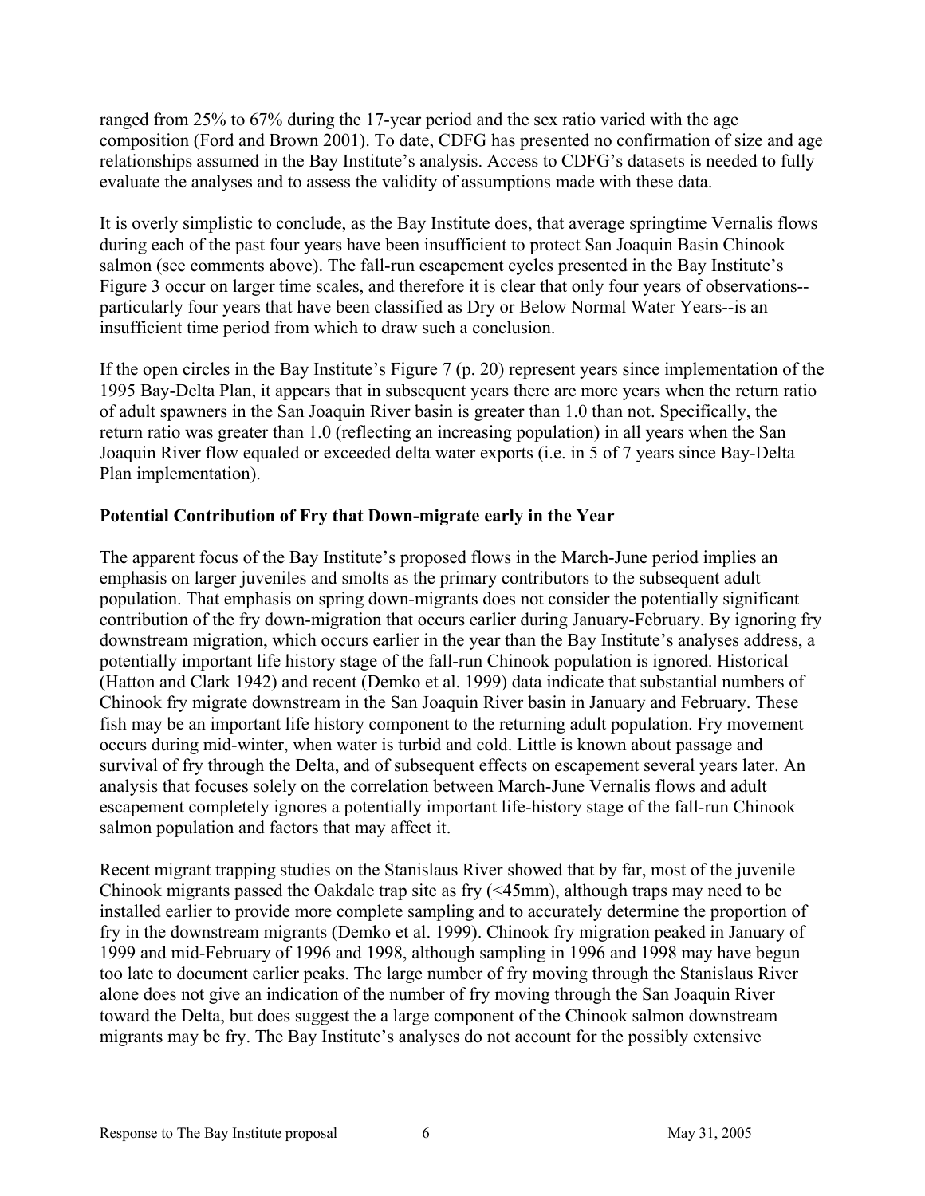ranged from 25% to 67% during the 17-year period and the sex ratio varied with the age composition (Ford and Brown 2001). To date, CDFG has presented no confirmation of size and age relationships assumed in the Bay Institute's analysis. Access to CDFG's datasets is needed to fully evaluate the analyses and to assess the validity of assumptions made with these data.

It is overly simplistic to conclude, as the Bay Institute does, that average springtime Vernalis flows during each of the past four years have been insufficient to protect San Joaquin Basin Chinook salmon (see comments above). The fall-run escapement cycles presented in the Bay Institute's Figure 3 occur on larger time scales, and therefore it is clear that only four years of observations--particularly four years that have been classified as Dry or Below Normal Water Years--is an insufficient time period from which to draw such a conclusion.

If the open circles in the Bay Institute's Figure 7 (p. 20) represent years since implementation of the 1995 Bay-Delta Plan, it appears that in subsequent years there are more years when the return ratio of adult spawners in the San Joaquin River basin is greater than 1.0 than not. Specifically, the return ratio was greater than 1.0 (reflecting an increasing population) in all years when the San Joaquin River flow equaled or exceeded delta water exports (i.e. in 5 of 7 years since Bay-Delta Plan implementation).

**Potential Contribution of Fry that Down-migrate early in the Year**

The apparent focus of the Bay Institute's proposed flows in the March-June period implies an emphasis on larger juveniles and smolts as the primary contributors to the subsequent adult population. That emphasis on spring down-migrants does not consider the potentially significant contribution of the fry down-migration that occurs earlier during January-February. By ignoring fry downstream migration, which occurs earlier in the year than the Bay Institute's analyses address, a potentially important life history stage of the fall-run Chinook population is ignored. Historical (Hatton and Clark 1942) and recent (Demko et al. 1999) data indicate that substantial numbers of Chinook fry migrate downstream in the San Joaquin River basin in January and February. These fish may be an important life history component to the returning adult population. Fry movement occurs during mid-winter, when water is turbid and cold. Little is known about passage and survival of fry through the Delta, and of subsequent effects on escapement several years later. An analysis that focuses solely on the correlation between March-June Vernalis flows and adult escapement completely ignores a potentially important life-history stage of the fall-run Chinook salmon population and factors that may affect it.

Recent migrant trapping studies on the Stanislaus River showed that by far, most of the juvenile Chinook migrants passed the Oakdale trap site as fry (<45mm), although traps may need to be installed earlier to provide more complete sampling and to accurately determine the proportion of fry in the downstream migrants (Demko et al. 1999). Chinook fry migration peaked in January of 1999 and mid-February of 1996 and 1998, although sampling in 1996 and 1998 may have begun too late to document earlier peaks. The large number of fry moving through the Stanislaus River alone does not give an indication of the number of fry moving through the San Joaquin River toward the Delta, but does suggest the a large component of the Chinook salmon downstream migrants may be fry. The Bay Institute's analyses do not account for the possibly extensive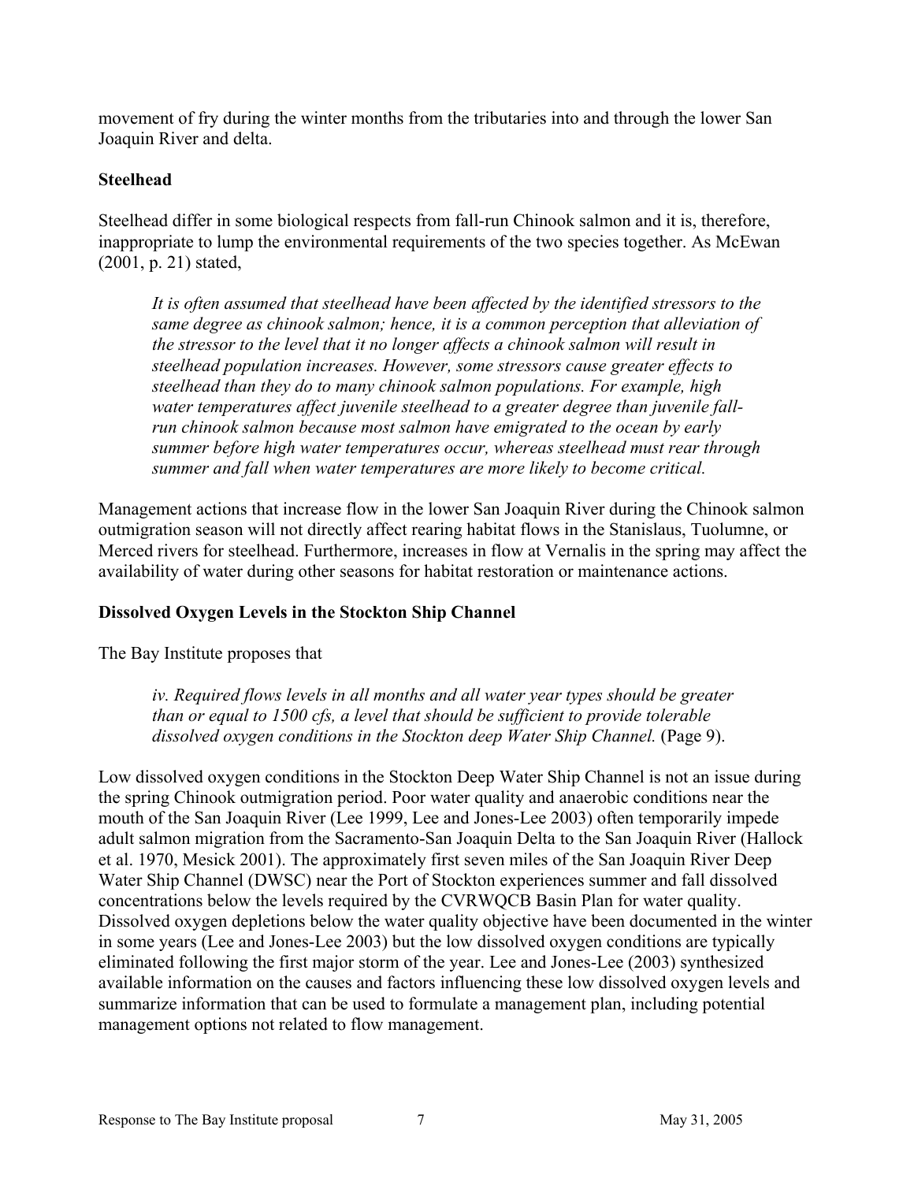movement of fry during the winter months from the tributaries into and through the lower San Joaquin River and delta.

### Steelhead

Steelhead differ in some biological respects from fall-run Chinook salmon and it is, therefore, inappropriate to lump the environmental requirements of the two species together. As McEwan (2001, p. 21) stated,

> *It is often assumed that steelhead have been affected by the identified stressors to the same degree as chinook salmon; hence, it is a common perception that alleviation of the stressor to the level that it no longer affects a chinook salmon will result in steelhead population increases. However, some stressors cause greater effects to steelhead than they do to many chinook salmon populations. For example, high water temperatures affect juvenile steelhead to a greater degree than juvenile fall-run chinook salmon because most salmon have emigrated to the ocean by early summer before high water temperatures occur, whereas steelhead must rear through summer and fall when water temperatures are more likely to become critical.*

Management actions that increase flow in the lower San Joaquin River during the Chinook salmon outmigration season will not directly affect rearing habitat flows in the Stanislaus, Tuolumne, or Merced rivers for steelhead. Furthermore, increases in flow at Vernalis in the spring may affect the availability of water during other seasons for habitat restoration or maintenance actions.

### Dissolved Oxygen Levels in the Stockton Ship Channel

The Bay Institute proposes that

> *iv. Required flows levels in all months and all water year types should be greater than or equal to 1500 cfs, a level that should be sufficient to provide tolerable dissolved oxygen conditions in the Stockton deep Water Ship Channel.* (Page 9).

Low dissolved oxygen conditions in the Stockton Deep Water Ship Channel is not an issue during the spring Chinook outmigration period. Poor water quality and anaerobic conditions near the mouth of the San Joaquin River (Lee 1999, Lee and Jones-Lee 2003) often temporarily impede adult salmon migration from the Sacramento-San Joaquin Delta to the San Joaquin River (Hallock et al. 1970, Mesick 2001). The approximately first seven miles of the San Joaquin River Deep Water Ship Channel (DWSC) near the Port of Stockton experiences summer and fall dissolved concentrations below the levels required by the CVRWQCB Basin Plan for water quality. Dissolved oxygen depletions below the water quality objective have been documented in the winter in some years (Lee and Jones-Lee 2003) but the low dissolved oxygen conditions are typically eliminated following the first major storm of the year. Lee and Jones-Lee (2003) synthesized available information on the causes and factors influencing these low dissolved oxygen levels and summarize information that can be used to formulate a management plan, including potential management options not related to flow management.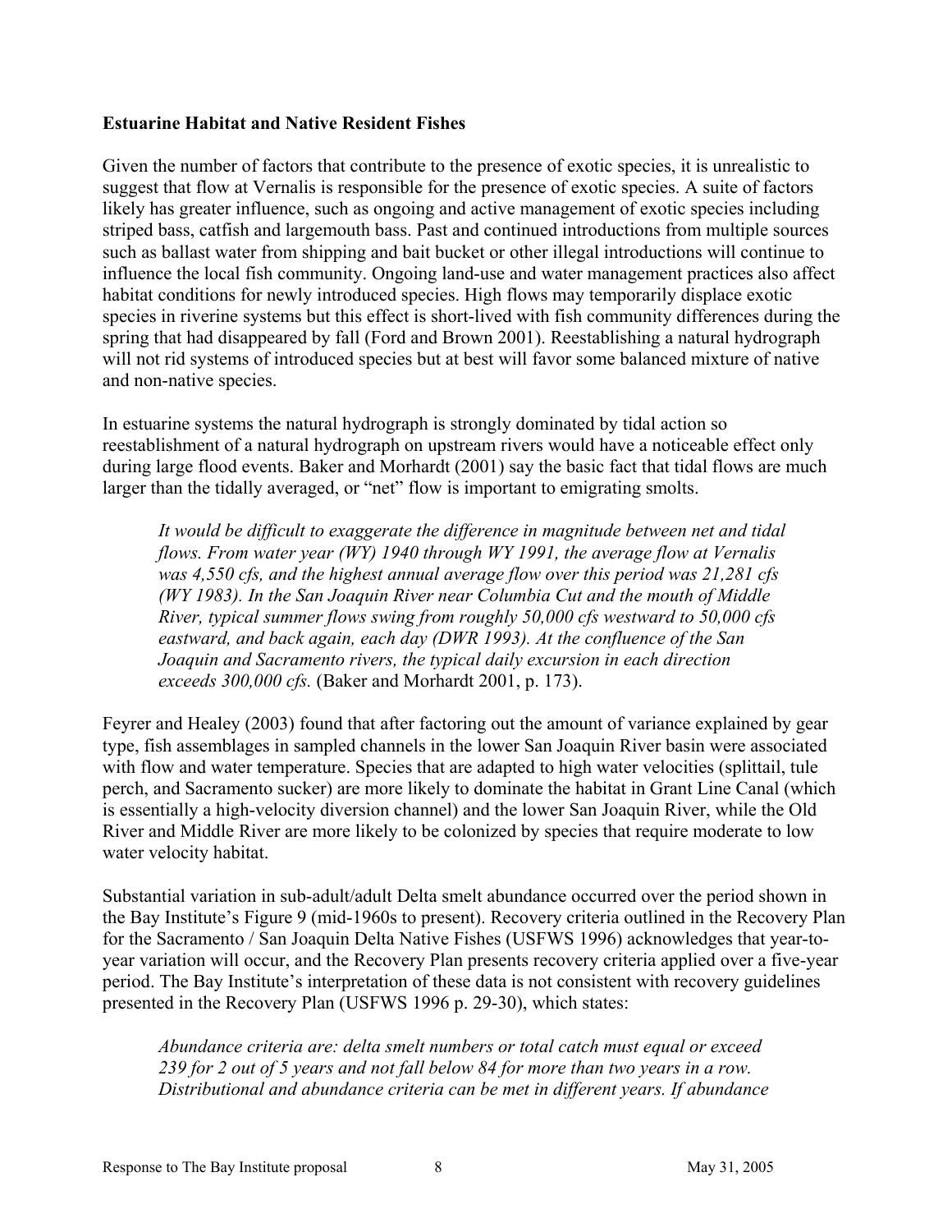**Estuarine Habitat and Native Resident Fishes**

Given the number of factors that contribute to the presence of exotic species, it is unrealistic to suggest that flow at Vernalis is responsible for the presence of exotic species. A suite of factors likely has greater influence, such as ongoing and active management of exotic species including striped bass, catfish and largemouth bass. Past and continued introductions from multiple sources such as ballast water from shipping and bait bucket or other illegal introductions will continue to influence the local fish community. Ongoing land-use and water management practices also affect habitat conditions for newly introduced species. High flows may temporarily displace exotic species in riverine systems but this effect is short-lived with fish community differences during the spring that had disappeared by fall (Ford and Brown 2001). Reestablishing a natural hydrograph will not rid systems of introduced species but at best will favor some balanced mixture of native and non-native species.

In estuarine systems the natural hydrograph is strongly dominated by tidal action so reestablishment of a natural hydrograph on upstream rivers would have a noticeable effect only during large flood events. Baker and Morhardt (2001) say the basic fact that tidal flows are much larger than the tidally averaged, or "net" flow is important to emigrating smolts.

> *It would be difficult to exaggerate the difference in magnitude between net and tidal flows. From water year (WY) 1940 through WY 1991, the average flow at Vernalis was 4,550 cfs, and the highest annual average flow over this period was 21,281 cfs (WY 1983). In the San Joaquin River near Columbia Cut and the mouth of Middle River, typical summer flows swing from roughly 50,000 cfs westward to 50,000 cfs eastward, and back again, each day (DWR 1993). At the confluence of the San Joaquin and Sacramento rivers, the typical daily excursion in each direction exceeds 300,000 cfs.* (Baker and Morhardt 2001, p. 173).

Feyrer and Healey (2003) found that after factoring out the amount of variance explained by gear type, fish assemblages in sampled channels in the lower San Joaquin River basin were associated with flow and water temperature. Species that are adapted to high water velocities (splittail, tule perch, and Sacramento sucker) are more likely to dominate the habitat in Grant Line Canal (which is essentially a high-velocity diversion channel) and the lower San Joaquin River, while the Old River and Middle River are more likely to be colonized by species that require moderate to low water velocity habitat.

Substantial variation in sub-adult/adult Delta smelt abundance occurred over the period shown in the Bay Institute's Figure 9 (mid-1960s to present). Recovery criteria outlined in the Recovery Plan for the Sacramento / San Joaquin Delta Native Fishes (USFWS 1996) acknowledges that year-to-year variation will occur, and the Recovery Plan presents recovery criteria applied over a five-year period. The Bay Institute's interpretation of these data is not consistent with recovery guidelines presented in the Recovery Plan (USFWS 1996 p. 29-30), which states:

> *Abundance criteria are: delta smelt numbers or total catch must equal or exceed 239 for 2 out of 5 years and not fall below 84 for more than two years in a row. Distributional and abundance criteria can be met in different years. If abundance*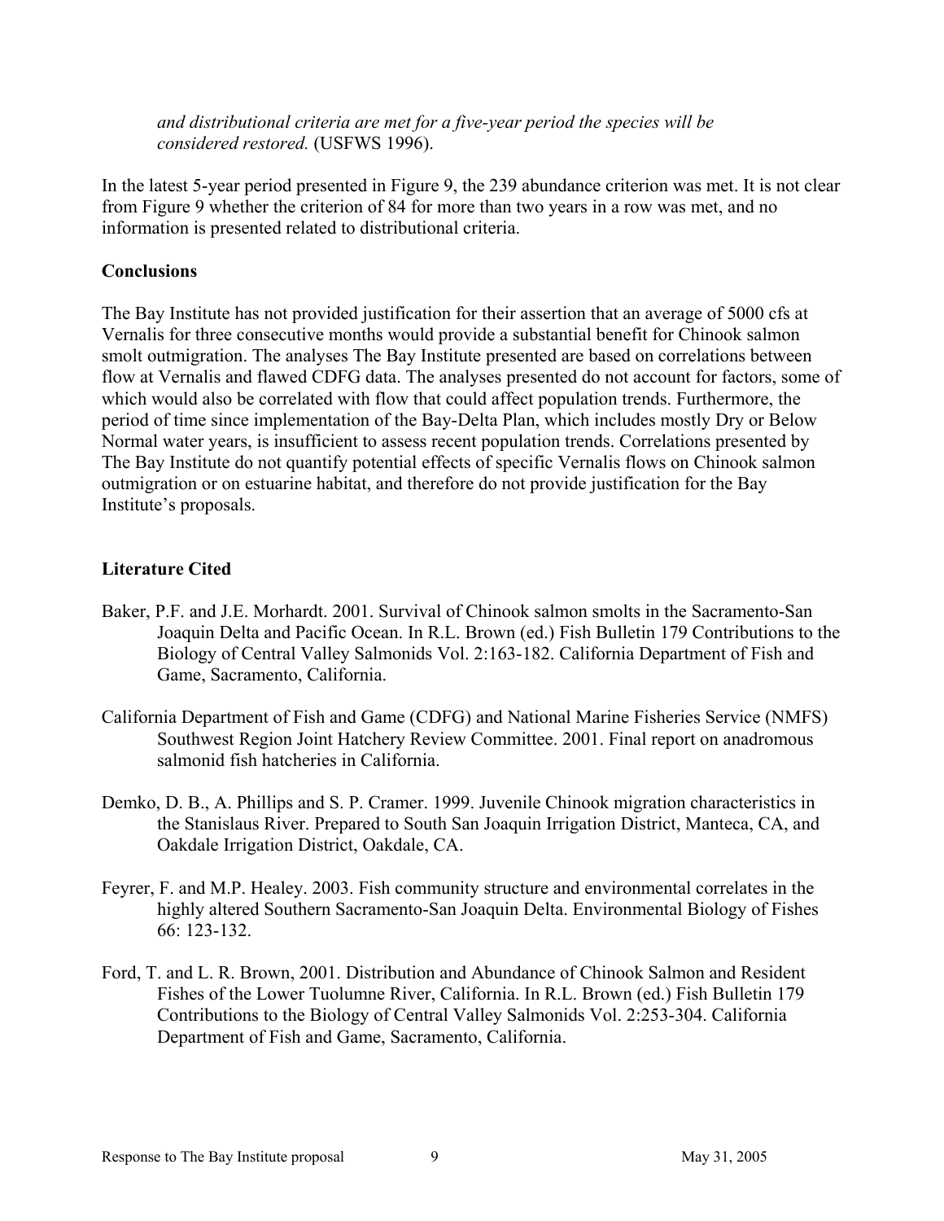*and distributional criteria are met for a five-year period the species will be considered restored.* (USFWS 1996).

In the latest 5-year period presented in Figure 9, the 239 abundance criterion was met. It is not clear from Figure 9 whether the criterion of 84 for more than two years in a row was met, and no information is presented related to distributional criteria.

**Conclusions**

The Bay Institute has not provided justification for their assertion that an average of 5000 cfs at Vernalis for three consecutive months would provide a substantial benefit for Chinook salmon smolt outmigration. The analyses The Bay Institute presented are based on correlations between flow at Vernalis and flawed CDFG data. The analyses presented do not account for factors, some of which would also be correlated with flow that could affect population trends. Furthermore, the period of time since implementation of the Bay-Delta Plan, which includes mostly Dry or Below Normal water years, is insufficient to assess recent population trends. Correlations presented by The Bay Institute do not quantify potential effects of specific Vernalis flows on Chinook salmon outmigration or on estuarine habitat, and therefore do not provide justification for the Bay Institute's proposals.

**Literature Cited**

Baker, P.F. and J.E. Morhardt. 2001. Survival of Chinook salmon smolts in the Sacramento-San Joaquin Delta and Pacific Ocean. In R.L. Brown (ed.) Fish Bulletin 179 Contributions to the Biology of Central Valley Salmonids Vol. 2:163-182. California Department of Fish and Game, Sacramento, California.

California Department of Fish and Game (CDFG) and National Marine Fisheries Service (NMFS) Southwest Region Joint Hatchery Review Committee. 2001. Final report on anadromous salmonid fish hatcheries in California.

Demko, D. B., A. Phillips and S. P. Cramer. 1999. Juvenile Chinook migration characteristics in the Stanislaus River. Prepared to South San Joaquin Irrigation District, Manteca, CA, and Oakdale Irrigation District, Oakdale, CA.

Feyrer, F. and M.P. Healey. 2003. Fish community structure and environmental correlates in the highly altered Southern Sacramento-San Joaquin Delta. Environmental Biology of Fishes 66: 123-132.

Ford, T. and L. R. Brown, 2001. Distribution and Abundance of Chinook Salmon and Resident Fishes of the Lower Tuolumne River, California. In R.L. Brown (ed.) Fish Bulletin 179 Contributions to the Biology of Central Valley Salmonids Vol. 2:253-304. California Department of Fish and Game, Sacramento, California.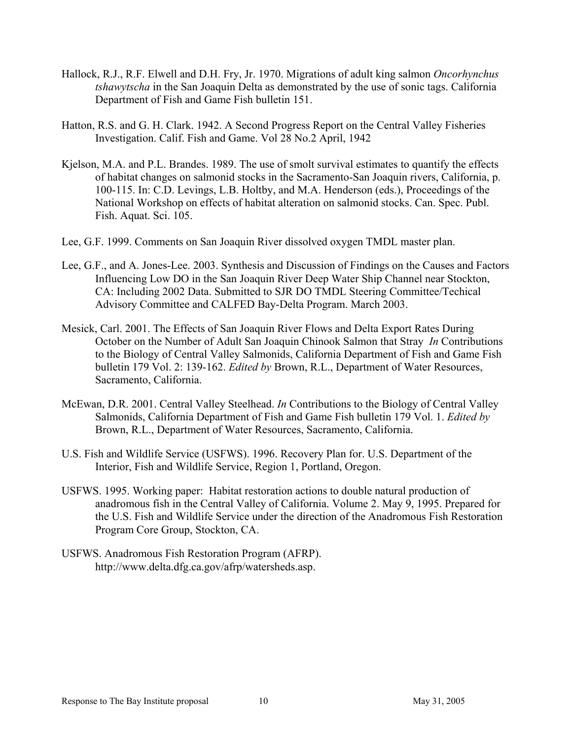Hallock, R.J., R.F. Elwell and D.H. Fry, Jr. 1970. Migrations of adult king salmon *Oncorhynchus tshawytscha* in the San Joaquin Delta as demonstrated by the use of sonic tags. California Department of Fish and Game Fish bulletin 151.

Hatton, R.S. and G. H. Clark. 1942. A Second Progress Report on the Central Valley Fisheries Investigation. Calif. Fish and Game. Vol 28 No.2 April, 1942

Kjelson, M.A. and P.L. Brandes. 1989. The use of smolt survival estimates to quantify the effects of habitat changes on salmonid stocks in the Sacramento-San Joaquin rivers, California, p. 100-115. In: C.D. Levings, L.B. Holtby, and M.A. Henderson (eds.), Proceedings of the National Workshop on effects of habitat alteration on salmonid stocks. Can. Spec. Publ. Fish. Aquat. Sci. 105.

Lee, G.F. 1999. Comments on San Joaquin River dissolved oxygen TMDL master plan.

Lee, G.F., and A. Jones-Lee. 2003. Synthesis and Discussion of Findings on the Causes and Factors Influencing Low DO in the San Joaquin River Deep Water Ship Channel near Stockton, CA: Including 2002 Data. Submitted to SJR DO TMDL Steering Committee/Techical Advisory Committee and CALFED Bay-Delta Program. March 2003.

Mesick, Carl. 2001. The Effects of San Joaquin River Flows and Delta Export Rates During October on the Number of Adult San Joaquin Chinook Salmon that Stray *In* Contributions to the Biology of Central Valley Salmonids, California Department of Fish and Game Fish bulletin 179 Vol. 2: 139-162. *Edited by* Brown, R.L., Department of Water Resources, Sacramento, California.

McEwan, D.R. 2001. Central Valley Steelhead. *In* Contributions to the Biology of Central Valley Salmonids, California Department of Fish and Game Fish bulletin 179 Vol. 1. *Edited by* Brown, R.L., Department of Water Resources, Sacramento, California.

U.S. Fish and Wildlife Service (USFWS). 1996. Recovery Plan for. U.S. Department of the Interior, Fish and Wildlife Service, Region 1, Portland, Oregon.

USFWS. 1995. Working paper: Habitat restoration actions to double natural production of anadromous fish in the Central Valley of California. Volume 2. May 9, 1995. Prepared for the U.S. Fish and Wildlife Service under the direction of the Anadromous Fish Restoration Program Core Group, Stockton, CA.

USFWS. Anadromous Fish Restoration Program (AFRP). http://www.delta.dfg.ca.gov/afrp/watersheds.asp.